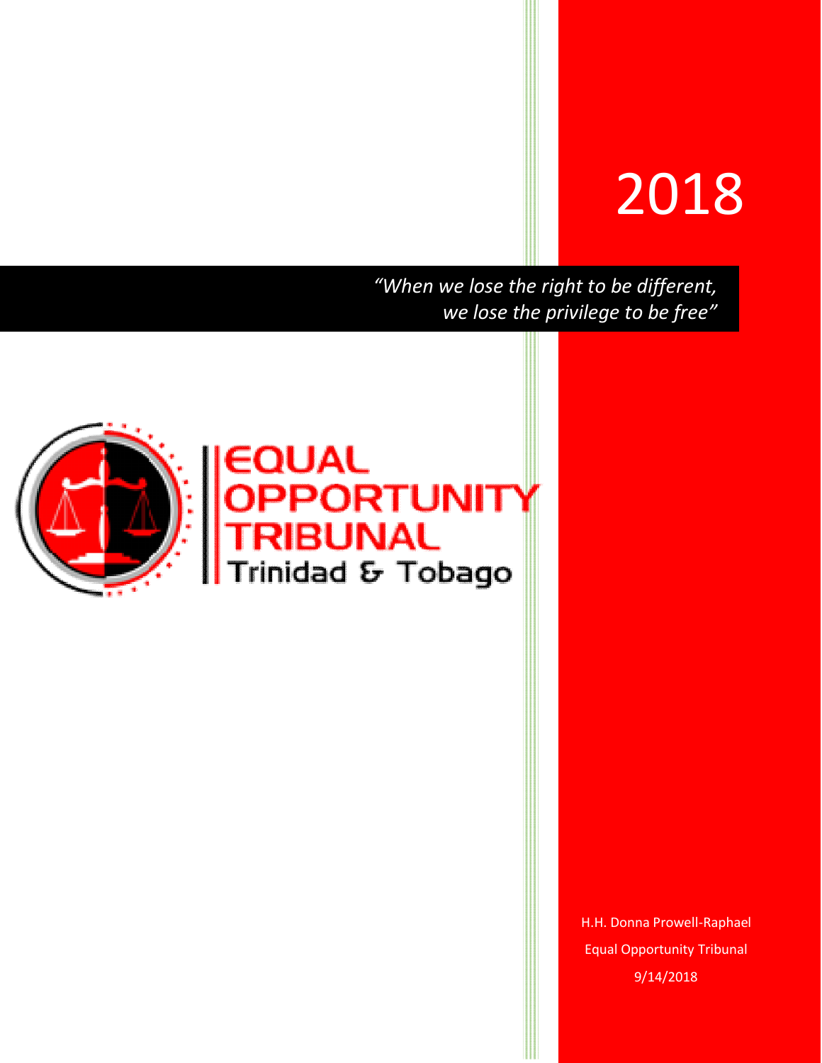# 2018

*"When we lose the right to be different, we lose the privilege to be free"*

EQUAL OPPORTUNITY TRIBUNAL
Trinidad & Tobago

H.H. Donna Prowell-Raphael
Equal Opportunity Tribunal
9/14/2018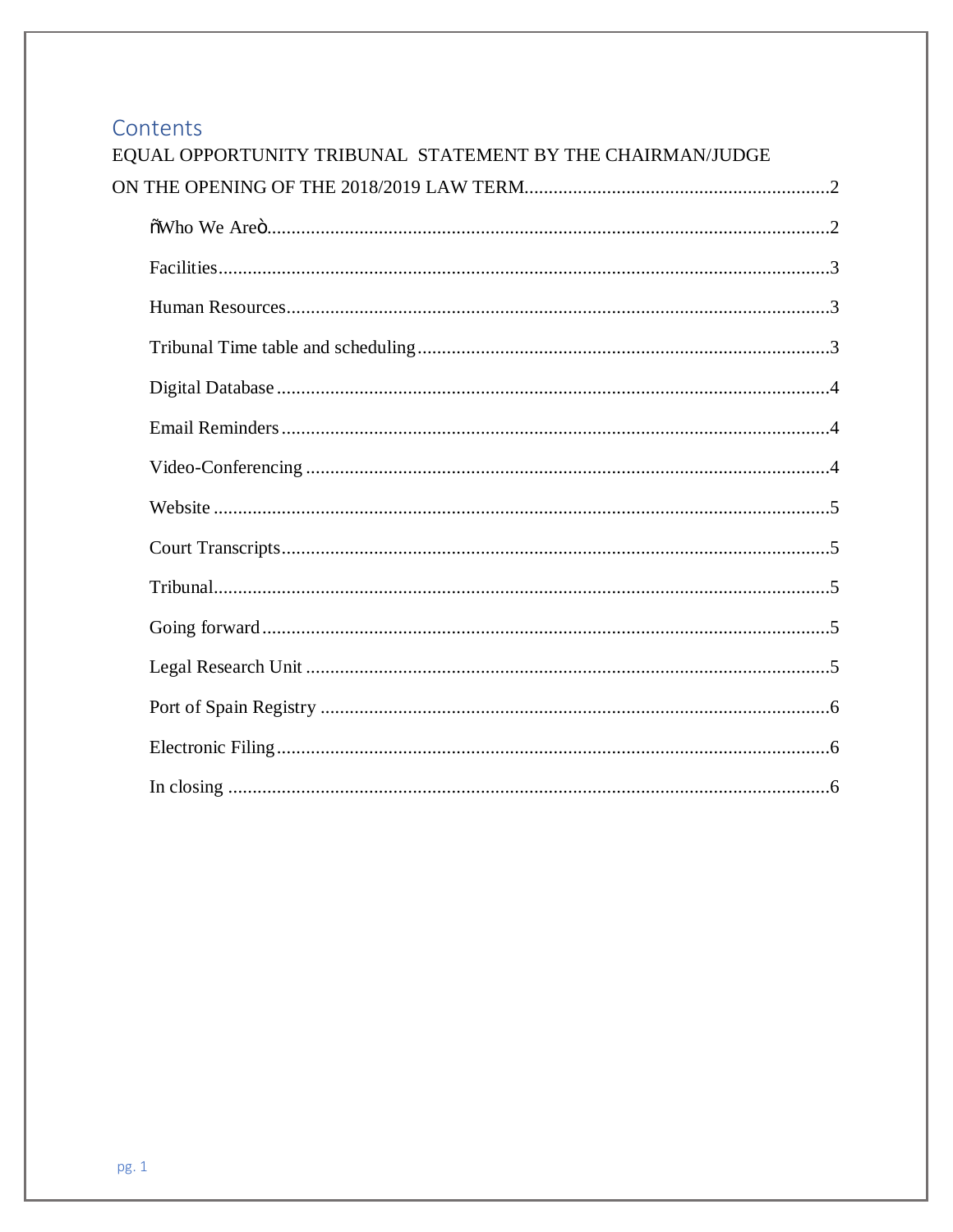# Contents

EQUAL OPPORTUNITY TRIBUNAL STATEMENT BY THE CHAIRMAN/JUDGE ON THE OPENING OF THE 2018/2019 LAW TERM....2

- ñWho We Areò....2
- Facilities....3
- Human Resources....3
- Tribunal Time table and scheduling....3
- Digital Database....4
- Email Reminders....4
- Video-Conferencing....4
- Website....5
- Court Transcripts....5
- Tribunal....5
- Going forward....5
- Legal Research Unit....5
- Port of Spain Registry....6
- Electronic Filing....6
- In closing....6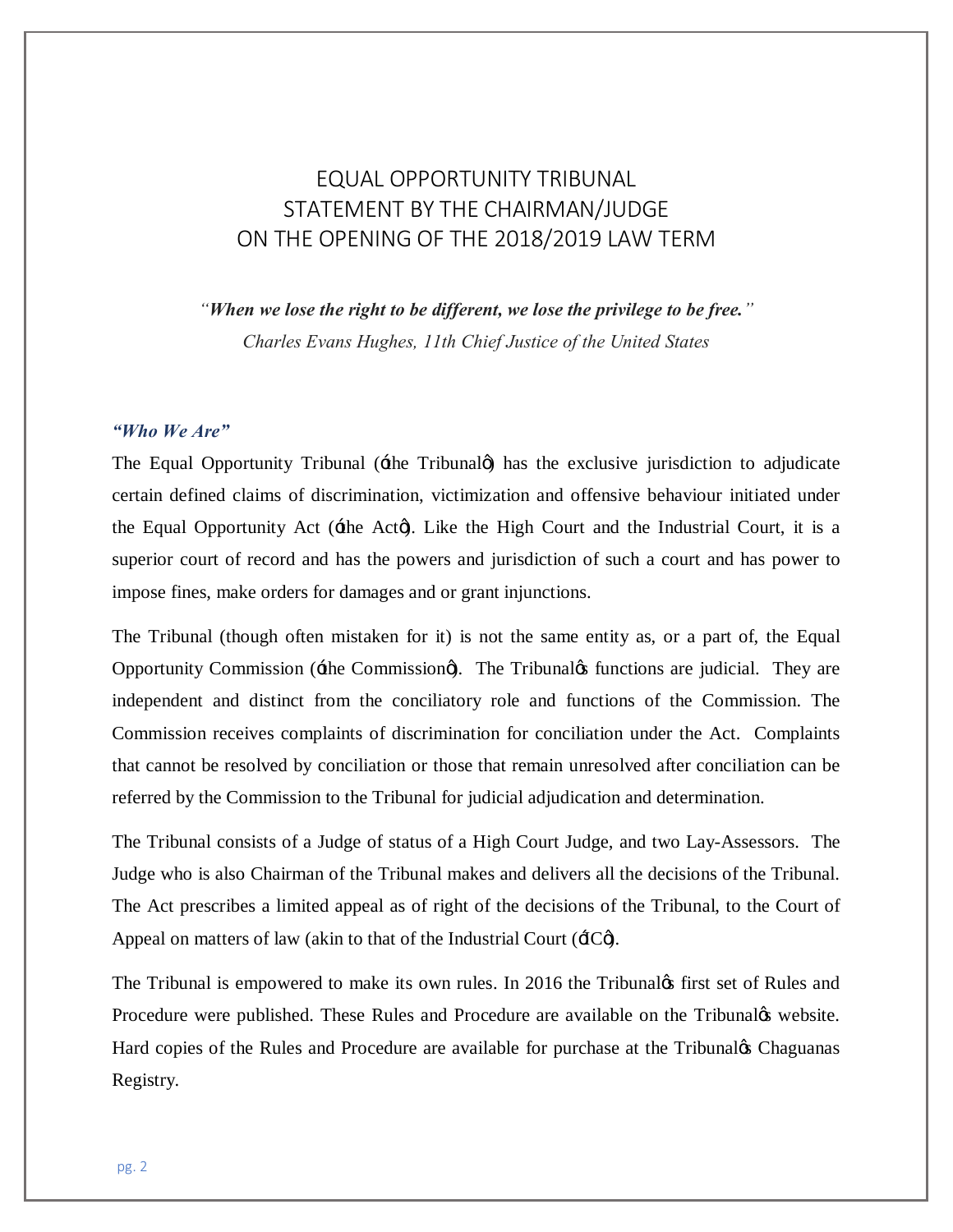# EQUAL OPPORTUNITY TRIBUNAL
# STATEMENT BY THE CHAIRMAN/JUDGE
# ON THE OPENING OF THE 2018/2019 LAW TERM

*"When we lose the right to be different, we lose the privilege to be free."*

*Charles Evans Hughes, 11th Chief Justice of the United States*

### *"Who We Are"*

The Equal Opportunity Tribunal ('the Tribunal') has the exclusive jurisdiction to adjudicate certain defined claims of discrimination, victimization and offensive behaviour initiated under the Equal Opportunity Act ('the Act'). Like the High Court and the Industrial Court, it is a superior court of record and has the powers and jurisdiction of such a court and has power to impose fines, make orders for damages and or grant injunctions.

The Tribunal (though often mistaken for it) is not the same entity as, or a part of, the Equal Opportunity Commission ('the Commission'). The Tribunal's functions are judicial. They are independent and distinct from the conciliatory role and functions of the Commission. The Commission receives complaints of discrimination for conciliation under the Act. Complaints that cannot be resolved by conciliation or those that remain unresolved after conciliation can be referred by the Commission to the Tribunal for judicial adjudication and determination.

The Tribunal consists of a Judge of status of a High Court Judge, and two Lay-Assessors. The Judge who is also Chairman of the Tribunal makes and delivers all the decisions of the Tribunal. The Act prescribes a limited appeal as of right of the decisions of the Tribunal, to the Court of Appeal on matters of law (akin to that of the Industrial Court ('IC').

The Tribunal is empowered to make its own rules. In 2016 the Tribunal's first set of Rules and Procedure were published. These Rules and Procedure are available on the Tribunal's website. Hard copies of the Rules and Procedure are available for purchase at the Tribunal's Chaguanas Registry.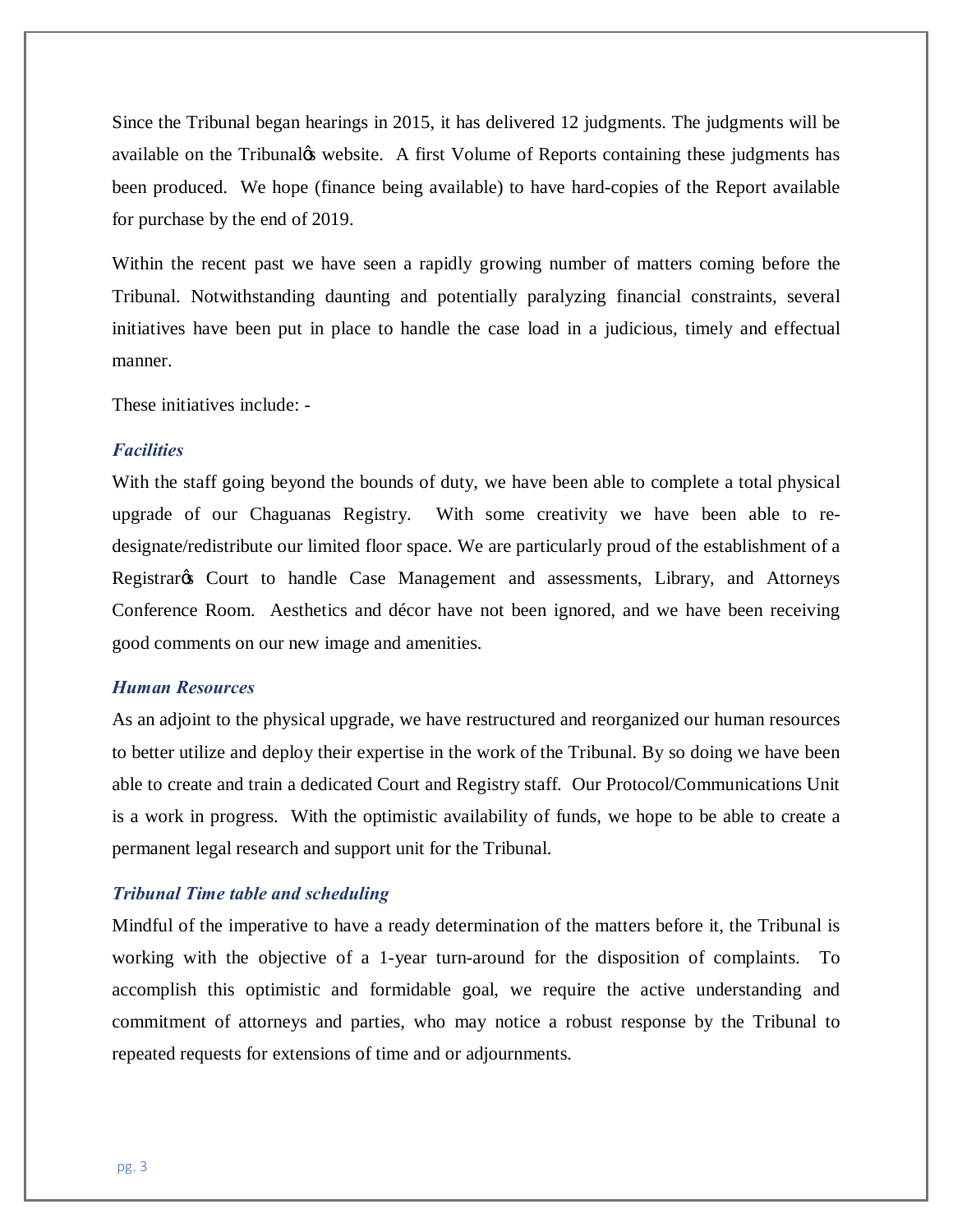Since the Tribunal began hearings in 2015, it has delivered 12 judgments. The judgments will be available on the Tribunal's website. A first Volume of Reports containing these judgments has been produced. We hope (finance being available) to have hard-copies of the Report available for purchase by the end of 2019.

Within the recent past we have seen a rapidly growing number of matters coming before the Tribunal. Notwithstanding daunting and potentially paralyzing financial constraints, several initiatives have been put in place to handle the case load in a judicious, timely and effectual manner.

These initiatives include: -

### *Facilities*

With the staff going beyond the bounds of duty, we have been able to complete a total physical upgrade of our Chaguanas Registry. With some creativity we have been able to re-designate/redistribute our limited floor space. We are particularly proud of the establishment of a Registrar's Court to handle Case Management and assessments, Library, and Attorneys Conference Room. Aesthetics and décor have not been ignored, and we have been receiving good comments on our new image and amenities.

### *Human Resources*

As an adjoint to the physical upgrade, we have restructured and reorganized our human resources to better utilize and deploy their expertise in the work of the Tribunal. By so doing we have been able to create and train a dedicated Court and Registry staff. Our Protocol/Communications Unit is a work in progress. With the optimistic availability of funds, we hope to be able to create a permanent legal research and support unit for the Tribunal.

### *Tribunal Time table and scheduling*

Mindful of the imperative to have a ready determination of the matters before it, the Tribunal is working with the objective of a 1-year turn-around for the disposition of complaints. To accomplish this optimistic and formidable goal, we require the active understanding and commitment of attorneys and parties, who may notice a robust response by the Tribunal to repeated requests for extensions of time and or adjournments.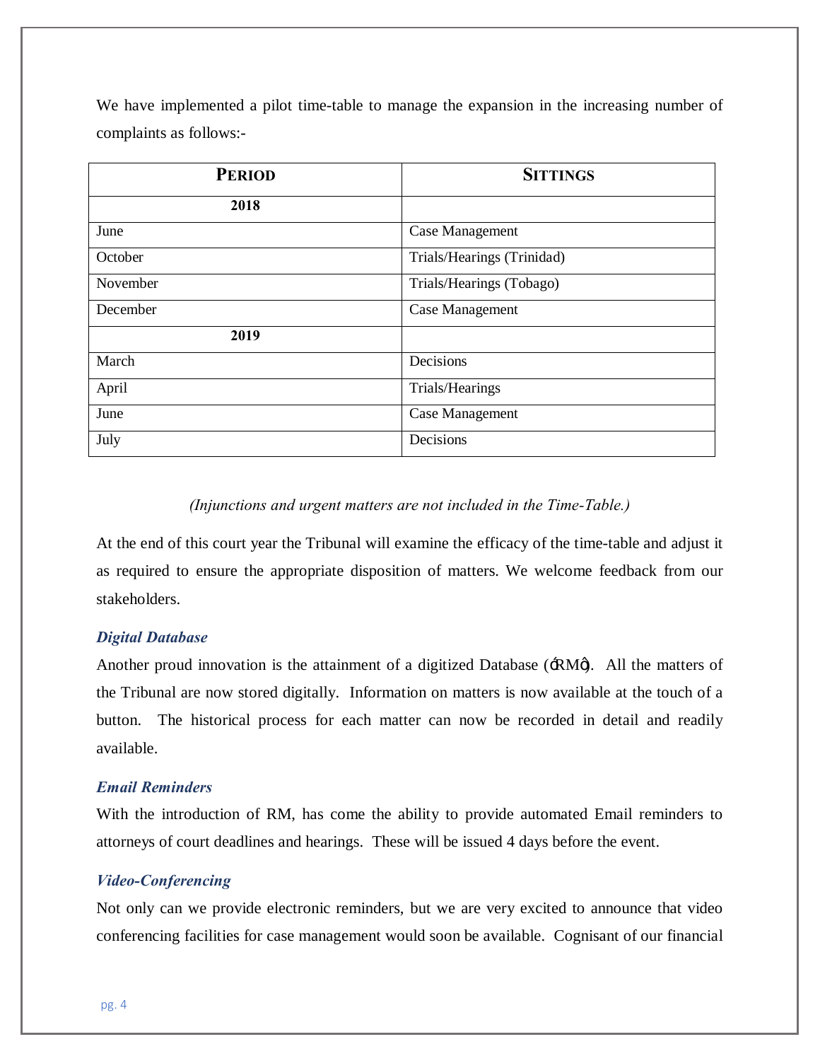We have implemented a pilot time-table to manage the expansion in the increasing number of complaints as follows:-

| **PERIOD** | **SITTINGS** |
|---|---|
| **2018** | |
| June | Case Management |
| October | Trials/Hearings (Trinidad) |
| November | Trials/Hearings (Tobago) |
| December | Case Management |
| **2019** | |
| March | Decisions |
| April | Trials/Hearings |
| June | Case Management |
| July | Decisions |

*(Injunctions and urgent matters are not included in the Time-Table.)*

At the end of this court year the Tribunal will examine the efficacy of the time-table and adjust it as required to ensure the appropriate disposition of matters. We welcome feedback from our stakeholders.

### *Digital Database*

Another proud innovation is the attainment of a digitized Database ("RM"). All the matters of the Tribunal are now stored digitally. Information on matters is now available at the touch of a button. The historical process for each matter can now be recorded in detail and readily available.

### *Email Reminders*

With the introduction of RM, has come the ability to provide automated Email reminders to attorneys of court deadlines and hearings. These will be issued 4 days before the event.

### *Video-Conferencing*

Not only can we provide electronic reminders, but we are very excited to announce that video conferencing facilities for case management would soon be available. Cognisant of our financial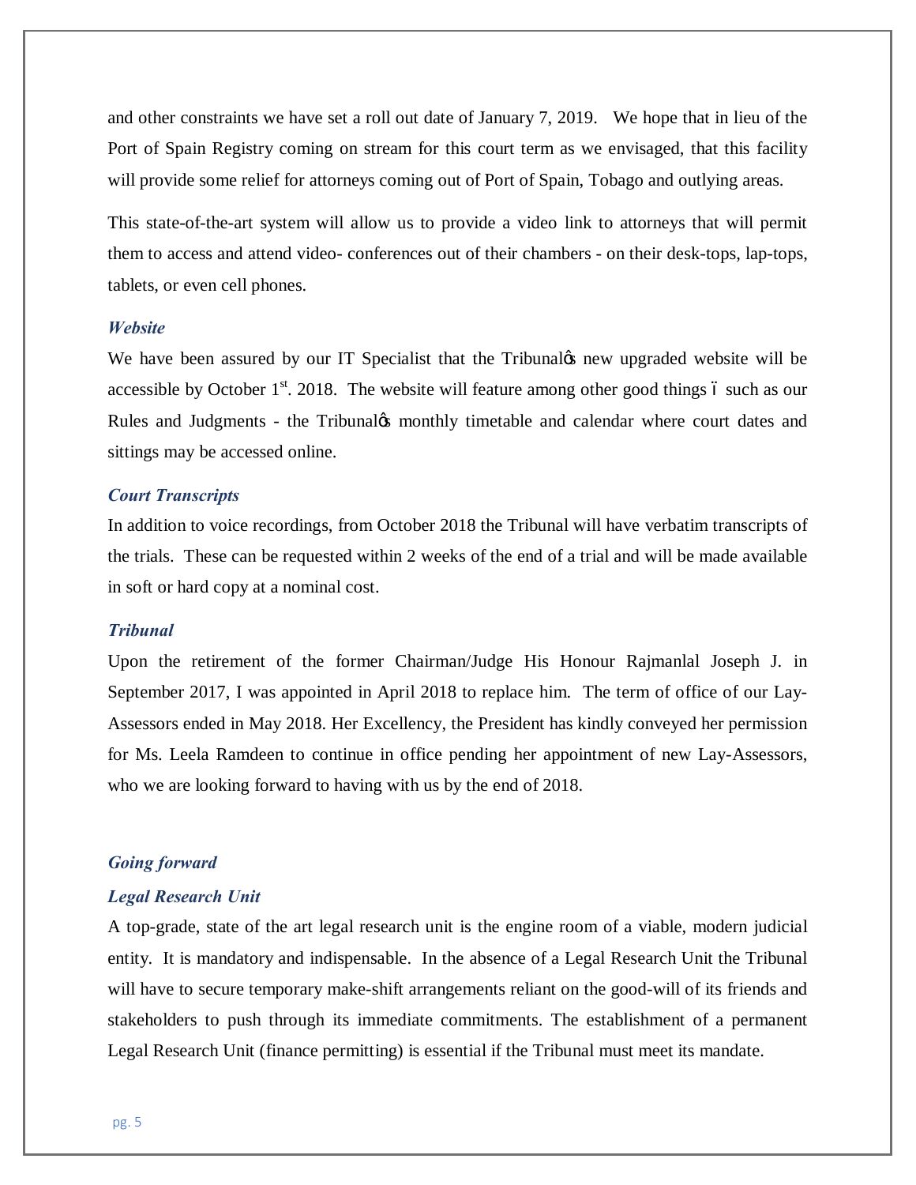and other constraints we have set a roll out date of January 7, 2019. We hope that in lieu of the Port of Spain Registry coming on stream for this court term as we envisaged, that this facility will provide some relief for attorneys coming out of Port of Spain, Tobago and outlying areas.

This state-of-the-art system will allow us to provide a video link to attorneys that will permit them to access and attend video- conferences out of their chambers - on their desk-tops, lap-tops, tablets, or even cell phones.

***Website***

We have been assured by our IT Specialist that the Tribunal's new upgraded website will be accessible by October 1st. 2018. The website will feature among other good things – such as our Rules and Judgments - the Tribunal's monthly timetable and calendar where court dates and sittings may be accessed online.

***Court Transcripts***

In addition to voice recordings, from October 2018 the Tribunal will have verbatim transcripts of the trials. These can be requested within 2 weeks of the end of a trial and will be made available in soft or hard copy at a nominal cost.

***Tribunal***

Upon the retirement of the former Chairman/Judge His Honour Rajmanlal Joseph J. in September 2017, I was appointed in April 2018 to replace him. The term of office of our Lay-Assessors ended in May 2018. Her Excellency, the President has kindly conveyed her permission for Ms. Leela Ramdeen to continue in office pending her appointment of new Lay-Assessors, who we are looking forward to having with us by the end of 2018.

***Going forward***

***Legal Research Unit***

A top-grade, state of the art legal research unit is the engine room of a viable, modern judicial entity. It is mandatory and indispensable. In the absence of a Legal Research Unit the Tribunal will have to secure temporary make-shift arrangements reliant on the good-will of its friends and stakeholders to push through its immediate commitments. The establishment of a permanent Legal Research Unit (finance permitting) is essential if the Tribunal must meet its mandate.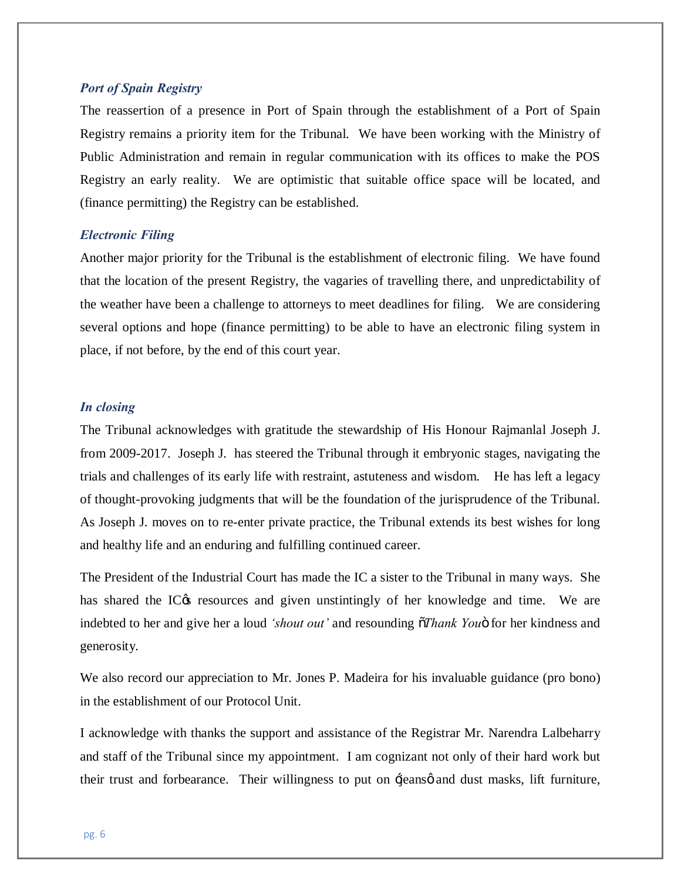### *Port of Spain Registry*

The reassertion of a presence in Port of Spain through the establishment of a Port of Spain Registry remains a priority item for the Tribunal. We have been working with the Ministry of Public Administration and remain in regular communication with its offices to make the POS Registry an early reality. We are optimistic that suitable office space will be located, and (finance permitting) the Registry can be established.

### *Electronic Filing*

Another major priority for the Tribunal is the establishment of electronic filing. We have found that the location of the present Registry, the vagaries of travelling there, and unpredictability of the weather have been a challenge to attorneys to meet deadlines for filing. We are considering several options and hope (finance permitting) to be able to have an electronic filing system in place, if not before, by the end of this court year.

### *In closing*

The Tribunal acknowledges with gratitude the stewardship of His Honour Rajmanlal Joseph J. from 2009-2017. Joseph J. has steered the Tribunal through it embryonic stages, navigating the trials and challenges of its early life with restraint, astuteness and wisdom. He has left a legacy of thought-provoking judgments that will be the foundation of the jurisprudence of the Tribunal. As Joseph J. moves on to re-enter private practice, the Tribunal extends its best wishes for long and healthy life and an enduring and fulfilling continued career.

The President of the Industrial Court has made the IC a sister to the Tribunal in many ways. She has shared the IC's resources and given unstintingly of her knowledge and time. We are indebted to her and give her a loud *'shout out'* and resounding "*Thank You*" for her kindness and generosity.

We also record our appreciation to Mr. Jones P. Madeira for his invaluable guidance (pro bono) in the establishment of our Protocol Unit.

I acknowledge with thanks the support and assistance of the Registrar Mr. Narendra Lalbeharry and staff of the Tribunal since my appointment. I am cognizant not only of their hard work but their trust and forbearance. Their willingness to put on 'jeans' and dust masks, lift furniture,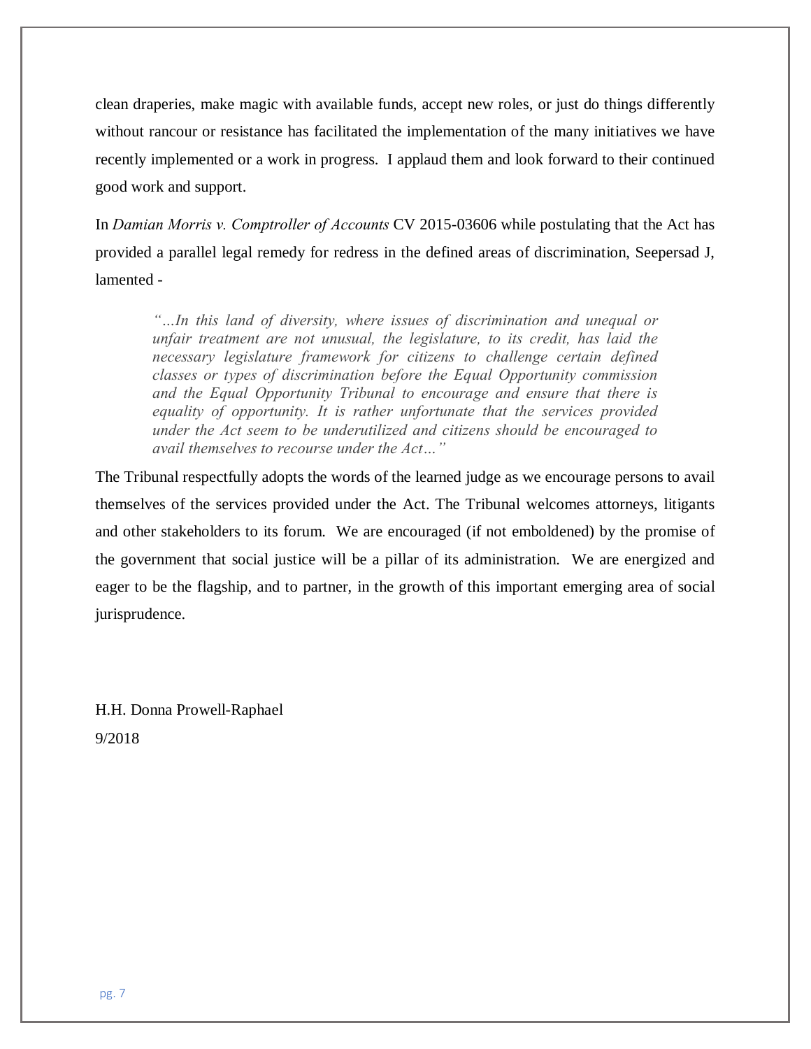clean draperies, make magic with available funds, accept new roles, or just do things differently without rancour or resistance has facilitated the implementation of the many initiatives we have recently implemented or a work in progress. I applaud them and look forward to their continued good work and support.

In *Damian Morris v. Comptroller of Accounts* CV 2015-03606 while postulating that the Act has provided a parallel legal remedy for redress in the defined areas of discrimination, Seepersad J, lamented -

> *"…In this land of diversity, where issues of discrimination and unequal or unfair treatment are not unusual, the legislature, to its credit, has laid the necessary legislature framework for citizens to challenge certain defined classes or types of discrimination before the Equal Opportunity commission and the Equal Opportunity Tribunal to encourage and ensure that there is equality of opportunity. It is rather unfortunate that the services provided under the Act seem to be underutilized and citizens should be encouraged to avail themselves to recourse under the Act…"*

The Tribunal respectfully adopts the words of the learned judge as we encourage persons to avail themselves of the services provided under the Act. The Tribunal welcomes attorneys, litigants and other stakeholders to its forum. We are encouraged (if not emboldened) by the promise of the government that social justice will be a pillar of its administration. We are energized and eager to be the flagship, and to partner, in the growth of this important emerging area of social jurisprudence.

H.H. Donna Prowell-Raphael

9/2018